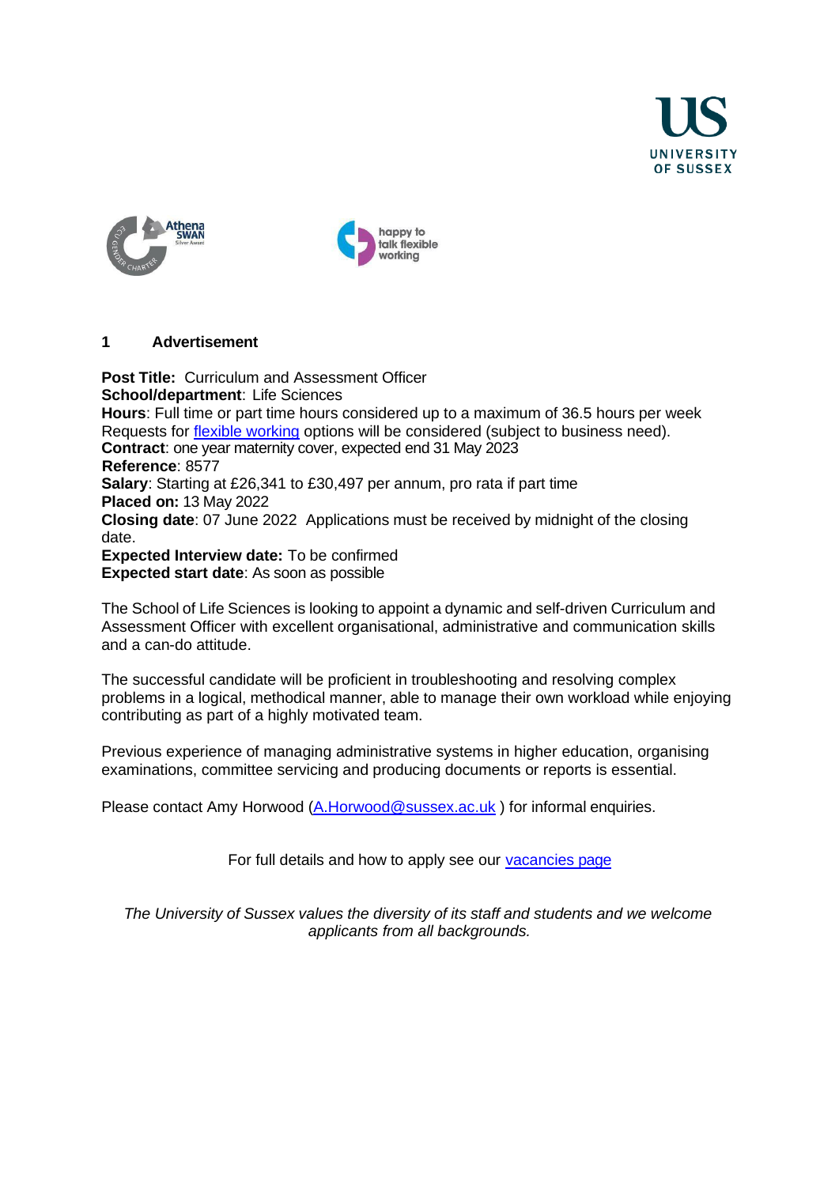## 1 Advertisement

**Post Title:** Curriculum and Assessment Officer
**School/department**: Life Sciences
**Hours**: Full time or part time hours considered up to a maximum of 36.5 hours per week
Requests for flexible working options will be considered (subject to business need).
**Contract**: one year maternity cover, expected end 31 May 2023
**Reference**: 8577
**Salary**: Starting at £26,341 to £30,497 per annum, pro rata if part time
**Placed on:** 13 May 2022
**Closing date**: 07 June 2022 Applications must be received by midnight of the closing date.
**Expected Interview date:** To be confirmed
**Expected start date**: As soon as possible

The School of Life Sciences is looking to appoint a dynamic and self-driven Curriculum and Assessment Officer with excellent organisational, administrative and communication skills and a can-do attitude.

The successful candidate will be proficient in troubleshooting and resolving complex problems in a logical, methodical manner, able to manage their own workload while enjoying contributing as part of a highly motivated team.

Previous experience of managing administrative systems in higher education, organising examinations, committee servicing and producing documents or reports is essential.

Please contact Amy Horwood (A.Horwood@sussex.ac.uk ) for informal enquiries.

For full details and how to apply see our vacancies page

*The University of Sussex values the diversity of its staff and students and we welcome applicants from all backgrounds.*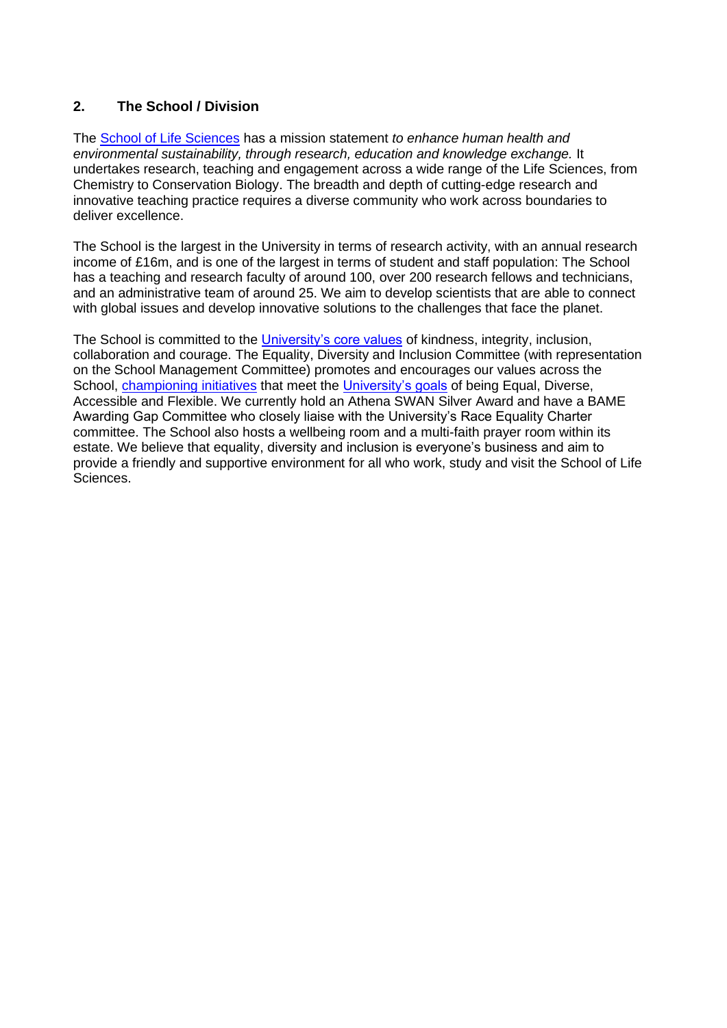## 2. The School / Division

The School of Life Sciences has a mission statement *to enhance human health and environmental sustainability, through research, education and knowledge exchange.* It undertakes research, teaching and engagement across a wide range of the Life Sciences, from Chemistry to Conservation Biology. The breadth and depth of cutting-edge research and innovative teaching practice requires a diverse community who work across boundaries to deliver excellence.

The School is the largest in the University in terms of research activity, with an annual research income of £16m, and is one of the largest in terms of student and staff population: The School has a teaching and research faculty of around 100, over 200 research fellows and technicians, and an administrative team of around 25. We aim to develop scientists that are able to connect with global issues and develop innovative solutions to the challenges that face the planet.

The School is committed to the University's core values of kindness, integrity, inclusion, collaboration and courage. The Equality, Diversity and Inclusion Committee (with representation on the School Management Committee) promotes and encourages our values across the School, championing initiatives that meet the University's goals of being Equal, Diverse, Accessible and Flexible. We currently hold an Athena SWAN Silver Award and have a BAME Awarding Gap Committee who closely liaise with the University's Race Equality Charter committee. The School also hosts a wellbeing room and a multi-faith prayer room within its estate. We believe that equality, diversity and inclusion is everyone's business and aim to provide a friendly and supportive environment for all who work, study and visit the School of Life Sciences.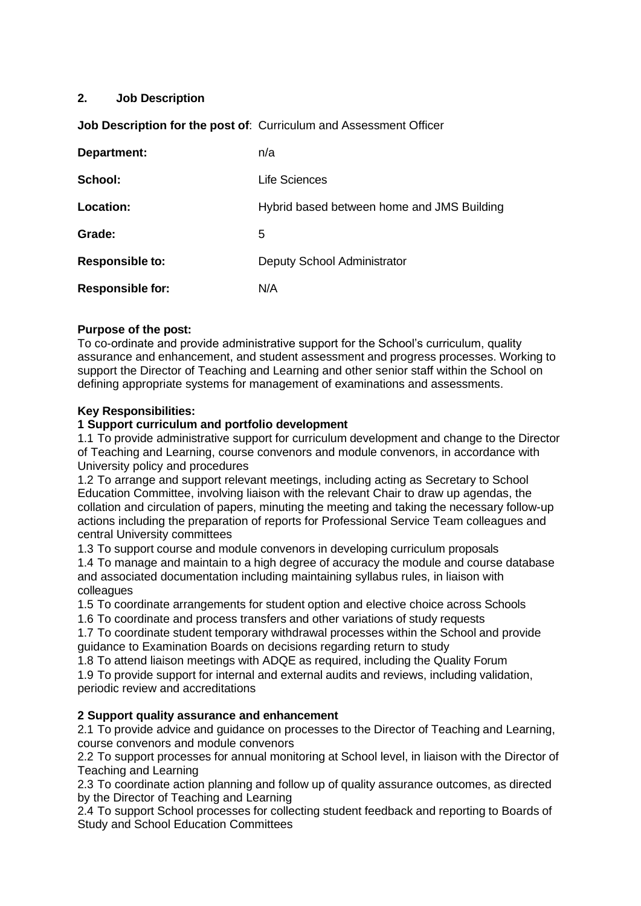## 2. Job Description

**Job Description for the post of**: Curriculum and Assessment Officer

| | |
|---|---|
| **Department:** | n/a |
| **School:** | Life Sciences |
| **Location:** | Hybrid based between home and JMS Building |
| **Grade:** | 5 |
| **Responsible to:** | Deputy School Administrator |
| **Responsible for:** | N/A |

**Purpose of the post:**
To co-ordinate and provide administrative support for the School's curriculum, quality assurance and enhancement, and student assessment and progress processes. Working to support the Director of Teaching and Learning and other senior staff within the School on defining appropriate systems for management of examinations and assessments.

**Key Responsibilities:**

**1 Support curriculum and portfolio development**

1.1 To provide administrative support for curriculum development and change to the Director of Teaching and Learning, course convenors and module convenors, in accordance with University policy and procedures

1.2 To arrange and support relevant meetings, including acting as Secretary to School Education Committee, involving liaison with the relevant Chair to draw up agendas, the collation and circulation of papers, minuting the meeting and taking the necessary follow-up actions including the preparation of reports for Professional Service Team colleagues and central University committees

1.3 To support course and module convenors in developing curriculum proposals

1.4 To manage and maintain to a high degree of accuracy the module and course database and associated documentation including maintaining syllabus rules, in liaison with colleagues

1.5 To coordinate arrangements for student option and elective choice across Schools

1.6 To coordinate and process transfers and other variations of study requests

1.7 To coordinate student temporary withdrawal processes within the School and provide guidance to Examination Boards on decisions regarding return to study

1.8 To attend liaison meetings with ADQE as required, including the Quality Forum

1.9 To provide support for internal and external audits and reviews, including validation, periodic review and accreditations

**2 Support quality assurance and enhancement**

2.1 To provide advice and guidance on processes to the Director of Teaching and Learning, course convenors and module convenors

2.2 To support processes for annual monitoring at School level, in liaison with the Director of Teaching and Learning

2.3 To coordinate action planning and follow up of quality assurance outcomes, as directed by the Director of Teaching and Learning

2.4 To support School processes for collecting student feedback and reporting to Boards of Study and School Education Committees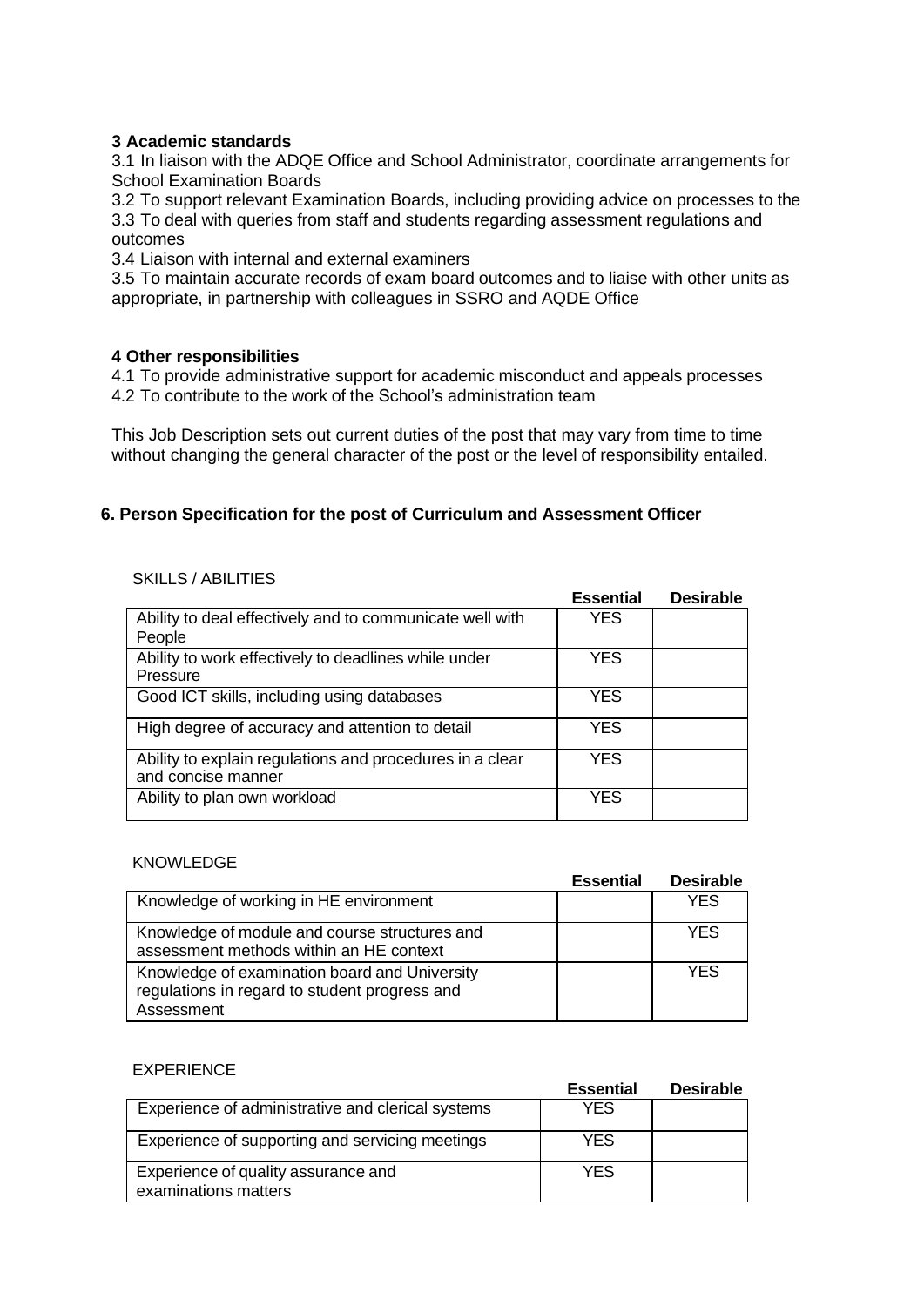**3 Academic standards**

3.1 In liaison with the ADQE Office and School Administrator, coordinate arrangements for School Examination Boards

3.2 To support relevant Examination Boards, including providing advice on processes to the

3.3 To deal with queries from staff and students regarding assessment regulations and outcomes

3.4 Liaison with internal and external examiners

3.5 To maintain accurate records of exam board outcomes and to liaise with other units as appropriate, in partnership with colleagues in SSRO and AQDE Office

**4 Other responsibilities**

4.1 To provide administrative support for academic misconduct and appeals processes

4.2 To contribute to the work of the School's administration team

This Job Description sets out current duties of the post that may vary from time to time without changing the general character of the post or the level of responsibility entailed.

## 6. Person Specification for the post of Curriculum and Assessment Officer

SKILLS / ABILITIES

| | Essential | Desirable |
|---|---|---|
| Ability to deal effectively and to communicate well with People | YES | |
| Ability to work effectively to deadlines while under Pressure | YES | |
| Good ICT skills, including using databases | YES | |
| High degree of accuracy and attention to detail | YES | |
| Ability to explain regulations and procedures in a clear and concise manner | YES | |
| Ability to plan own workload | YES | |

KNOWLEDGE

| | Essential | Desirable |
|---|---|---|
| Knowledge of working in HE environment | | YES |
| Knowledge of module and course structures and assessment methods within an HE context | | YES |
| Knowledge of examination board and University regulations in regard to student progress and Assessment | | YES |

EXPERIENCE

| | Essential | Desirable |
|---|---|---|
| Experience of administrative and clerical systems | YES | |
| Experience of supporting and servicing meetings | YES | |
| Experience of quality assurance and examinations matters | YES | |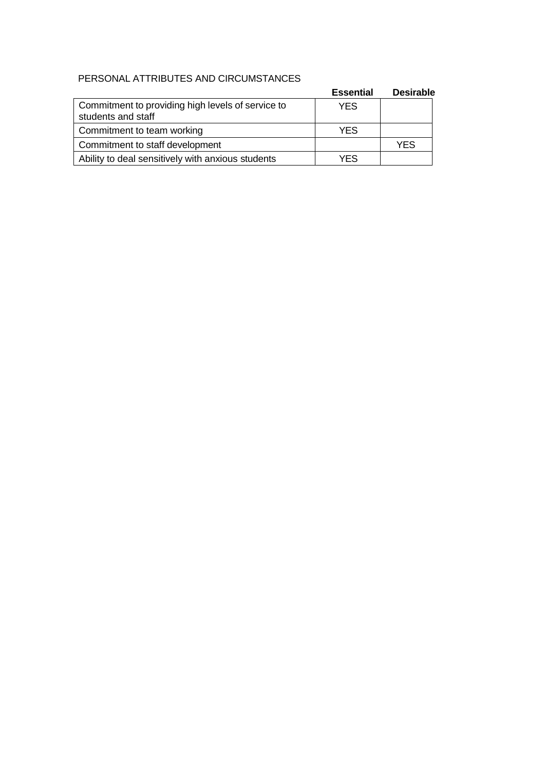PERSONAL ATTRIBUTES AND CIRCUMSTANCES

| | Essential | Desirable |
|---|---|---|
| Commitment to providing high levels of service to students and staff | YES | |
| Commitment to team working | YES | |
| Commitment to staff development | | YES |
| Ability to deal sensitively with anxious students | YES | |